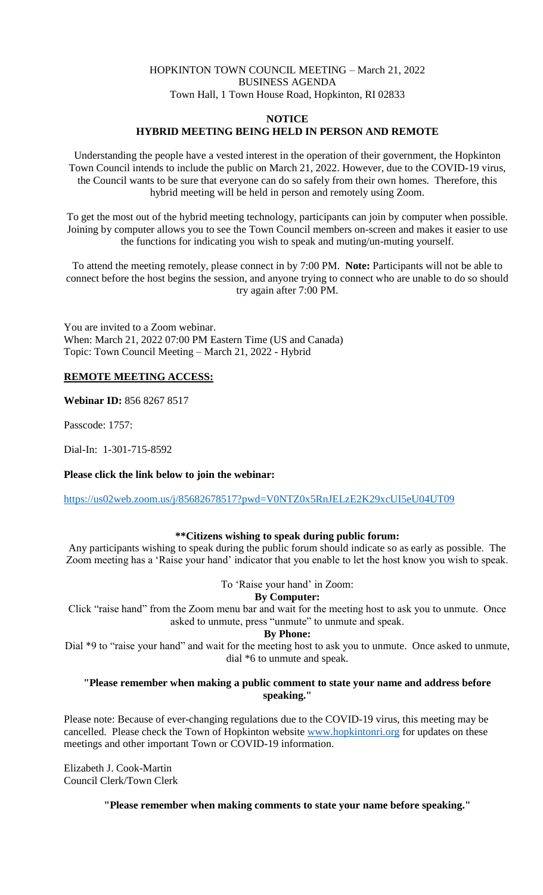HOPKINTON TOWN COUNCIL MEETING – March 21, 2022
BUSINESS AGENDA
Town Hall, 1 Town House Road, Hopkinton, RI 02833

**NOTICE**
**HYBRID MEETING BEING HELD IN PERSON AND REMOTE**

Understanding the people have a vested interest in the operation of their government, the Hopkinton Town Council intends to include the public on March 21, 2022. However, due to the COVID-19 virus, the Council wants to be sure that everyone can do so safely from their own homes. Therefore, this hybrid meeting will be held in person and remotely using Zoom.

To get the most out of the hybrid meeting technology, participants can join by computer when possible. Joining by computer allows you to see the Town Council members on-screen and makes it easier to use the functions for indicating you wish to speak and muting/un-muting yourself.

To attend the meeting remotely, please connect in by 7:00 PM. **Note:** Participants will not be able to connect before the host begins the session, and anyone trying to connect who are unable to do so should try again after 7:00 PM.

You are invited to a Zoom webinar.
When: March 21, 2022 07:00 PM Eastern Time (US and Canada)
Topic: Town Council Meeting – March 21, 2022 - Hybrid

**REMOTE MEETING ACCESS:**

**Webinar ID:** 856 8267 8517

Passcode: 1757:

Dial-In: 1-301-715-8592

**Please click the link below to join the webinar:**

https://us02web.zoom.us/j/85682678517?pwd=V0NTZ0x5RnJELzE2K29xcUI5eU04UT09

**\*\*Citizens wishing to speak during public forum:**

Any participants wishing to speak during the public forum should indicate so as early as possible. The Zoom meeting has a 'Raise your hand' indicator that you enable to let the host know you wish to speak.

To 'Raise your hand' in Zoom:

**By Computer:**

Click "raise hand" from the Zoom menu bar and wait for the meeting host to ask you to unmute. Once asked to unmute, press "unmute" to unmute and speak.

**By Phone:**

Dial *9 to "raise your hand" and wait for the meeting host to ask you to unmute. Once asked to unmute, dial *6 to unmute and speak.

**"Please remember when making a public comment to state your name and address before speaking."**

Please note: Because of ever-changing regulations due to the COVID-19 virus, this meeting may be cancelled. Please check the Town of Hopkinton website www.hopkintonri.org for updates on these meetings and other important Town or COVID-19 information.

Elizabeth J. Cook-Martin
Council Clerk/Town Clerk

**"Please remember when making comments to state your name before speaking."**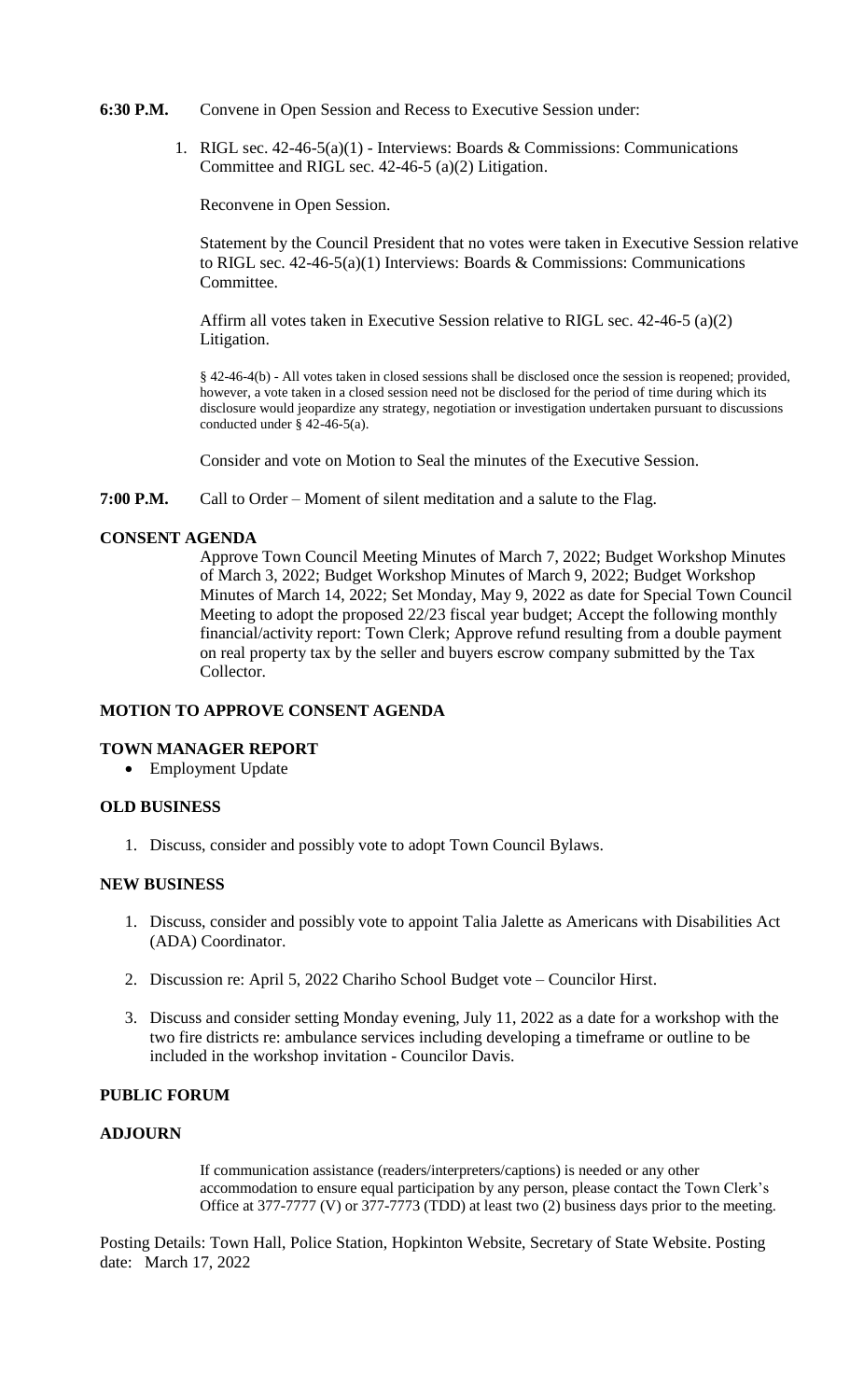**6:30 P.M.** Convene in Open Session and Recess to Executive Session under:

1. RIGL sec. 42-46-5(a)(1) - Interviews: Boards & Commissions: Communications Committee and RIGL sec. 42-46-5 (a)(2) Litigation.

   Reconvene in Open Session.

   Statement by the Council President that no votes were taken in Executive Session relative to RIGL sec. 42-46-5(a)(1) Interviews: Boards & Commissions: Communications Committee.

   Affirm all votes taken in Executive Session relative to RIGL sec. 42-46-5 (a)(2) Litigation.

   § 42-46-4(b) - All votes taken in closed sessions shall be disclosed once the session is reopened; provided, however, a vote taken in a closed session need not be disclosed for the period of time during which its disclosure would jeopardize any strategy, negotiation or investigation undertaken pursuant to discussions conducted under § 42-46-5(a).

   Consider and vote on Motion to Seal the minutes of the Executive Session.

**7:00 P.M.** Call to Order – Moment of silent meditation and a salute to the Flag.

## CONSENT AGENDA

Approve Town Council Meeting Minutes of March 7, 2022; Budget Workshop Minutes of March 3, 2022; Budget Workshop Minutes of March 9, 2022; Budget Workshop Minutes of March 14, 2022; Set Monday, May 9, 2022 as date for Special Town Council Meeting to adopt the proposed 22/23 fiscal year budget; Accept the following monthly financial/activity report: Town Clerk; Approve refund resulting from a double payment on real property tax by the seller and buyers escrow company submitted by the Tax Collector.

## MOTION TO APPROVE CONSENT AGENDA

## TOWN MANAGER REPORT

- Employment Update

## OLD BUSINESS

1. Discuss, consider and possibly vote to adopt Town Council Bylaws.

## NEW BUSINESS

1. Discuss, consider and possibly vote to appoint Talia Jalette as Americans with Disabilities Act (ADA) Coordinator.
2. Discussion re: April 5, 2022 Chariho School Budget vote – Councilor Hirst.
3. Discuss and consider setting Monday evening, July 11, 2022 as a date for a workshop with the two fire districts re: ambulance services including developing a timeframe or outline to be included in the workshop invitation - Councilor Davis.

## PUBLIC FORUM

## ADJOURN

If communication assistance (readers/interpreters/captions) is needed or any other accommodation to ensure equal participation by any person, please contact the Town Clerk's Office at 377-7777 (V) or 377-7773 (TDD) at least two (2) business days prior to the meeting.

Posting Details: Town Hall, Police Station, Hopkinton Website, Secretary of State Website. Posting date: March 17, 2022